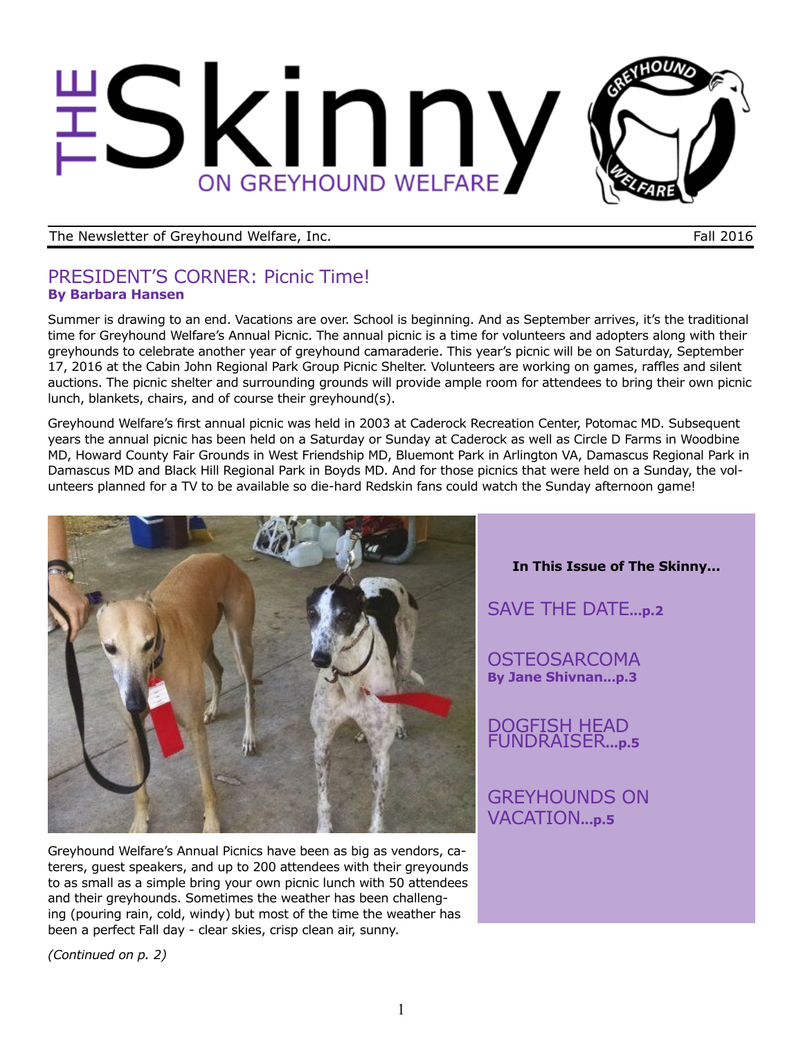# THE Skinny ON GREYHOUND WELFARE

The Newsletter of Greyhound Welfare, Inc. Fall 2016

## PRESIDENT'S CORNER: Picnic Time!

**By Barbara Hansen**

Summer is drawing to an end. Vacations are over. School is beginning. And as September arrives, it's the traditional time for Greyhound Welfare's Annual Picnic. The annual picnic is a time for volunteers and adopters along with their greyhounds to celebrate another year of greyhound camaraderie. This year's picnic will be on Saturday, September 17, 2016 at the Cabin John Regional Park Group Picnic Shelter. Volunteers are working on games, raffles and silent auctions. The picnic shelter and surrounding grounds will provide ample room for attendees to bring their own picnic lunch, blankets, chairs, and of course their greyhound(s).

Greyhound Welfare's first annual picnic was held in 2003 at Caderock Recreation Center, Potomac MD. Subsequent years the annual picnic has been held on a Saturday or Sunday at Caderock as well as Circle D Farms in Woodbine MD, Howard County Fair Grounds in West Friendship MD, Bluemont Park in Arlington VA, Damascus Regional Park in Damascus MD and Black Hill Regional Park in Boyds MD. And for those picnics that were held on a Sunday, the volunteers planned for a TV to be available so die-hard Redskin fans could watch the Sunday afternoon game!

Greyhound Welfare's Annual Picnics have been as big as vendors, caterers, guest speakers, and up to 200 attendees with their greyounds to as small as a simple bring your own picnic lunch with 50 attendees and their greyhounds. Sometimes the weather has been challenging (pouring rain, cold, windy) but most of the time the weather has been a perfect Fall day - clear skies, crisp clean air, sunny.

*(Continued on p. 2)*

**In This Issue of The Skinny...**

SAVE THE DATE...**p.2**

OSTEOSARCOMA
**By Jane Shivnan...p.3**

DOGFISH HEAD FUNDRAISER...**p.5**

GREYHOUNDS ON VACATION...**p.5**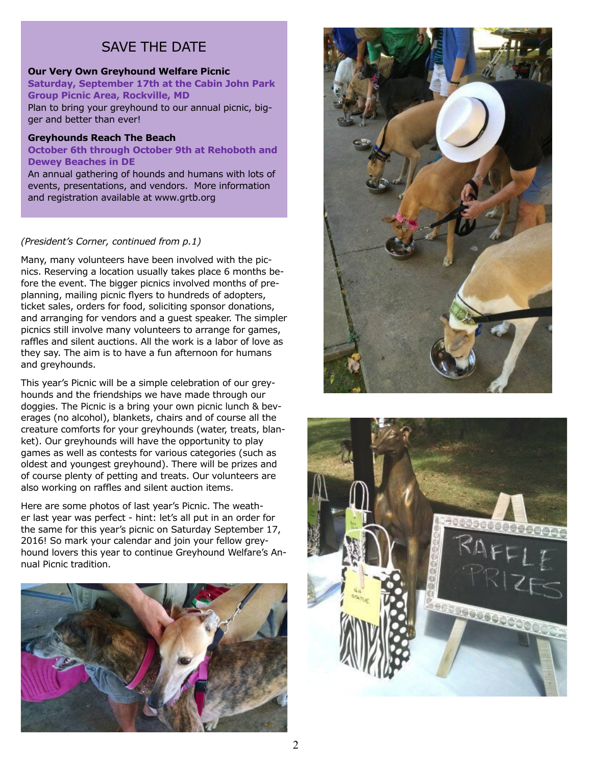## SAVE THE DATE

**Our Very Own Greyhound Welfare Picnic**
**Saturday, September 17th at the Cabin John Park Group Picnic Area, Rockville, MD**
Plan to bring your greyhound to our annual picnic, bigger and better than ever!

**Greyhounds Reach The Beach**
**October 6th through October 9th at Rehoboth and Dewey Beaches in DE**
An annual gathering of hounds and humans with lots of events, presentations, and vendors. More information and registration available at www.grtb.org

*(President's Corner, continued from p.1)*

Many, many volunteers have been involved with the picnics. Reserving a location usually takes place 6 months before the event. The bigger picnics involved months of pre-planning, mailing picnic flyers to hundreds of adopters, ticket sales, orders for food, soliciting sponsor donations, and arranging for vendors and a guest speaker. The simpler picnics still involve many volunteers to arrange for games, raffles and silent auctions. All the work is a labor of love as they say. The aim is to have a fun afternoon for humans and greyhounds.

This year's Picnic will be a simple celebration of our greyhounds and the friendships we have made through our doggies. The Picnic is a bring your own picnic lunch & beverages (no alcohol), blankets, chairs and of course all the creature comforts for your greyhounds (water, treats, blanket). Our greyhounds will have the opportunity to play games as well as contests for various categories (such as oldest and youngest greyhound). There will be prizes and of course plenty of petting and treats. Our volunteers are also working on raffles and silent auction items.

Here are some photos of last year's Picnic. The weather last year was perfect - hint: let's all put in an order for the same for this year's picnic on Saturday September 17, 2016! So mark your calendar and join your fellow greyhound lovers this year to continue Greyhound Welfare's Annual Picnic tradition.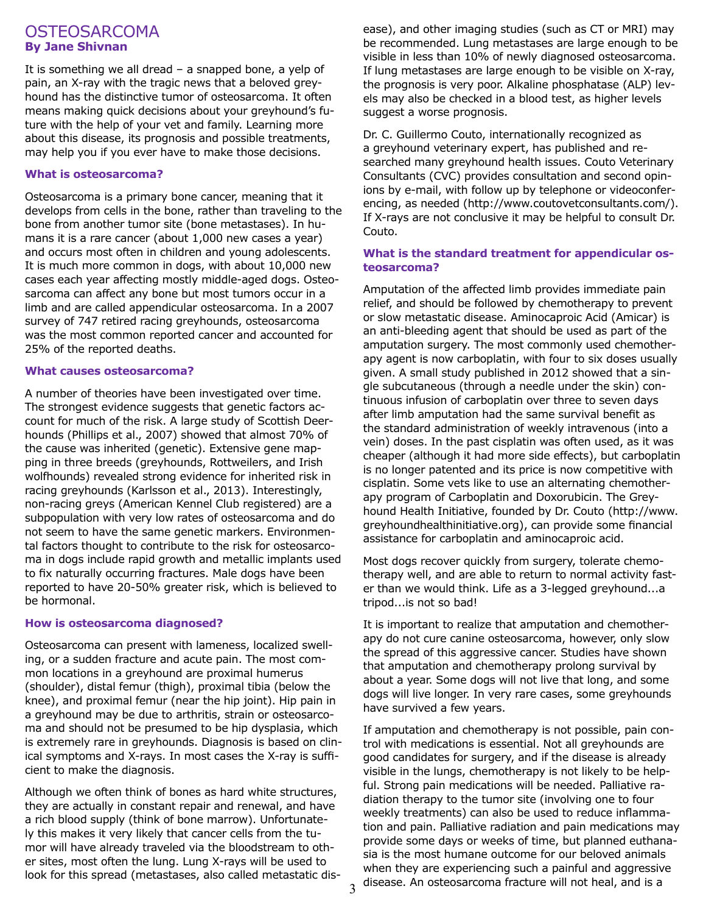# OSTEOSARCOMA

**By Jane Shivnan**

It is something we all dread – a snapped bone, a yelp of pain, an X-ray with the tragic news that a beloved greyhound has the distinctive tumor of osteosarcoma. It often means making quick decisions about your greyhound's future with the help of your vet and family. Learning more about this disease, its prognosis and possible treatments, may help you if you ever have to make those decisions.

### What is osteosarcoma?

Osteosarcoma is a primary bone cancer, meaning that it develops from cells in the bone, rather than traveling to the bone from another tumor site (bone metastases). In humans it is a rare cancer (about 1,000 new cases a year) and occurs most often in children and young adolescents. It is much more common in dogs, with about 10,000 new cases each year affecting mostly middle-aged dogs. Osteosarcoma can affect any bone but most tumors occur in a limb and are called appendicular osteosarcoma. In a 2007 survey of 747 retired racing greyhounds, osteosarcoma was the most common reported cancer and accounted for 25% of the reported deaths.

### What causes osteosarcoma?

A number of theories have been investigated over time. The strongest evidence suggests that genetic factors account for much of the risk. A large study of Scottish Deerhounds (Phillips et al., 2007) showed that almost 70% of the cause was inherited (genetic). Extensive gene mapping in three breeds (greyhounds, Rottweilers, and Irish wolfhounds) revealed strong evidence for inherited risk in racing greyhounds (Karlsson et al., 2013). Interestingly, non-racing greys (American Kennel Club registered) are a subpopulation with very low rates of osteosarcoma and do not seem to have the same genetic markers. Environmental factors thought to contribute to the risk for osteosarcoma in dogs include rapid growth and metallic implants used to fix naturally occurring fractures. Male dogs have been reported to have 20-50% greater risk, which is believed to be hormonal.

### How is osteosarcoma diagnosed?

Osteosarcoma can present with lameness, localized swelling, or a sudden fracture and acute pain. The most common locations in a greyhound are proximal humerus (shoulder), distal femur (thigh), proximal tibia (below the knee), and proximal femur (near the hip joint). Hip pain in a greyhound may be due to arthritis, strain or osteosarcoma and should not be presumed to be hip dysplasia, which is extremely rare in greyhounds. Diagnosis is based on clinical symptoms and X-rays. In most cases the X-ray is sufficient to make the diagnosis.

Although we often think of bones as hard white structures, they are actually in constant repair and renewal, and have a rich blood supply (think of bone marrow). Unfortunately this makes it very likely that cancer cells from the tumor will have already traveled via the bloodstream to other sites, most often the lung. Lung X-rays will be used to look for this spread (metastases, also called metastatic disease), and other imaging studies (such as CT or MRI) may be recommended. Lung metastases are large enough to be visible in less than 10% of newly diagnosed osteosarcoma. If lung metastases are large enough to be visible on X-ray, the prognosis is very poor. Alkaline phosphatase (ALP) levels may also be checked in a blood test, as higher levels suggest a worse prognosis.

Dr. C. Guillermo Couto, internationally recognized as a greyhound veterinary expert, has published and researched many greyhound health issues. Couto Veterinary Consultants (CVC) provides consultation and second opinions by e-mail, with follow up by telephone or videoconferencing, as needed (http://www.coutovetconsultants.com/). If X-rays are not conclusive it may be helpful to consult Dr. Couto.

### What is the standard treatment for appendicular osteosarcoma?

Amputation of the affected limb provides immediate pain relief, and should be followed by chemotherapy to prevent or slow metastatic disease. Aminocaproic Acid (Amicar) is an anti-bleeding agent that should be used as part of the amputation surgery. The most commonly used chemotherapy agent is now carboplatin, with four to six doses usually given. A small study published in 2012 showed that a single subcutaneous (through a needle under the skin) continuous infusion of carboplatin over three to seven days after limb amputation had the same survival benefit as the standard administration of weekly intravenous (into a vein) doses. In the past cisplatin was often used, as it was cheaper (although it had more side effects), but carboplatin is no longer patented and its price is now competitive with cisplatin. Some vets like to use an alternating chemotherapy program of Carboplatin and Doxorubicin. The Greyhound Health Initiative, founded by Dr. Couto (http://www.greyhoundhealthinitiative.org), can provide some financial assistance for carboplatin and aminocaproic acid.

Most dogs recover quickly from surgery, tolerate chemotherapy well, and are able to return to normal activity faster than we would think. Life as a 3-legged greyhound...a tripod...is not so bad!

It is important to realize that amputation and chemotherapy do not cure canine osteosarcoma, however, only slow the spread of this aggressive cancer. Studies have shown that amputation and chemotherapy prolong survival by about a year. Some dogs will not live that long, and some dogs will live longer. In very rare cases, some greyhounds have survived a few years.

If amputation and chemotherapy is not possible, pain control with medications is essential. Not all greyhounds are good candidates for surgery, and if the disease is already visible in the lungs, chemotherapy is not likely to be helpful. Strong pain medications will be needed. Palliative radiation therapy to the tumor site (involving one to four weekly treatments) can also be used to reduce inflammation and pain. Palliative radiation and pain medications may provide some days or weeks of time, but planned euthanasia is the most humane outcome for our beloved animals when they are experiencing such a painful and aggressive disease. An osteosarcoma fracture will not heal, and is a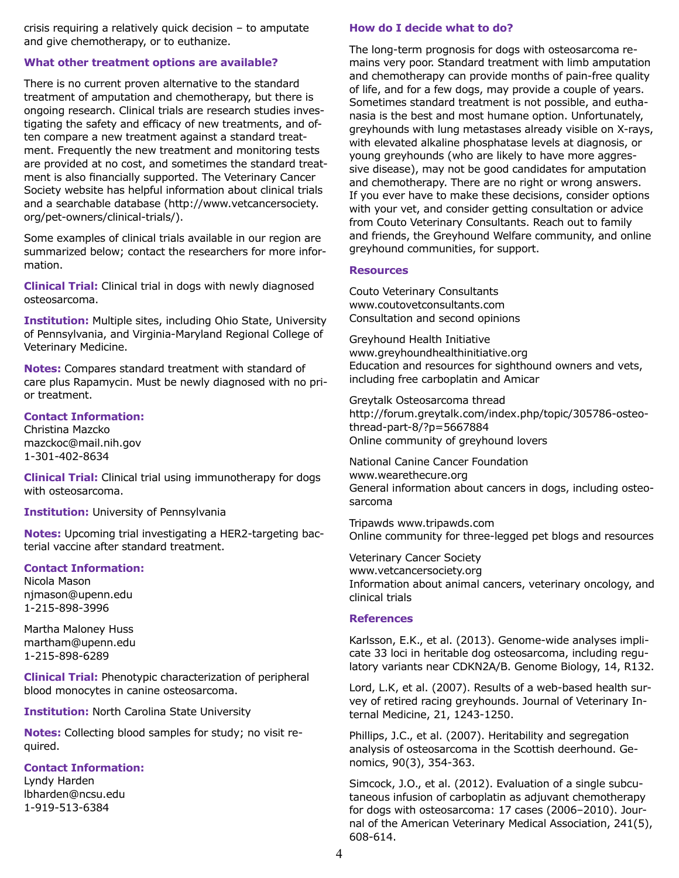crisis requiring a relatively quick decision – to amputate and give chemotherapy, or to euthanize.

### What other treatment options are available?

There is no current proven alternative to the standard treatment of amputation and chemotherapy, but there is ongoing research. Clinical trials are research studies investigating the safety and efficacy of new treatments, and often compare a new treatment against a standard treatment. Frequently the new treatment and monitoring tests are provided at no cost, and sometimes the standard treatment is also financially supported. The Veterinary Cancer Society website has helpful information about clinical trials and a searchable database (http://www.vetcancersociety.org/pet-owners/clinical-trials/).

Some examples of clinical trials available in our region are summarized below; contact the researchers for more information.

**Clinical Trial:** Clinical trial in dogs with newly diagnosed osteosarcoma.

**Institution:** Multiple sites, including Ohio State, University of Pennsylvania, and Virginia-Maryland Regional College of Veterinary Medicine.

**Notes:** Compares standard treatment with standard of care plus Rapamycin. Must be newly diagnosed with no prior treatment.

**Contact Information:**
Christina Mazcko
mazckoc@mail.nih.gov
1-301-402-8634

**Clinical Trial:** Clinical trial using immunotherapy for dogs with osteosarcoma.

**Institution:** University of Pennsylvania

**Notes:** Upcoming trial investigating a HER2-targeting bacterial vaccine after standard treatment.

**Contact Information:**
Nicola Mason
njmason@upenn.edu
1-215-898-3996

Martha Maloney Huss
martham@upenn.edu
1-215-898-6289

**Clinical Trial:** Phenotypic characterization of peripheral blood monocytes in canine osteosarcoma.

**Institution:** North Carolina State University

**Notes:** Collecting blood samples for study; no visit required.

**Contact Information:**
Lyndy Harden
lbharden@ncsu.edu
1-919-513-6384

### How do I decide what to do?

The long-term prognosis for dogs with osteosarcoma remains very poor. Standard treatment with limb amputation and chemotherapy can provide months of pain-free quality of life, and for a few dogs, may provide a couple of years. Sometimes standard treatment is not possible, and euthanasia is the best and most humane option. Unfortunately, greyhounds with lung metastases already visible on X-rays, with elevated alkaline phosphatase levels at diagnosis, or young greyhounds (who are likely to have more aggressive disease), may not be good candidates for amputation and chemotherapy. There are no right or wrong answers. If you ever have to make these decisions, consider options with your vet, and consider getting consultation or advice from Couto Veterinary Consultants. Reach out to family and friends, the Greyhound Welfare community, and online greyhound communities, for support.

### Resources

Couto Veterinary Consultants
www.coutovetconsultants.com
Consultation and second opinions

Greyhound Health Initiative
www.greyhoundhealthinitiative.org
Education and resources for sighthound owners and vets, including free carboplatin and Amicar

Greytalk Osteosarcoma thread
http://forum.greytalk.com/index.php/topic/305786-osteo-thread-part-8/?p=5667884
Online community of greyhound lovers

National Canine Cancer Foundation
www.wearethecure.org
General information about cancers in dogs, including osteosarcoma

Tripawds www.tripawds.com
Online community for three-legged pet blogs and resources

Veterinary Cancer Society
www.vetcancersociety.org
Information about animal cancers, veterinary oncology, and clinical trials

### References

Karlsson, E.K., et al. (2013). Genome-wide analyses implicate 33 loci in heritable dog osteosarcoma, including regulatory variants near CDKN2A/B. Genome Biology, 14, R132.

Lord, L.K, et al. (2007). Results of a web-based health survey of retired racing greyhounds. Journal of Veterinary Internal Medicine, 21, 1243-1250.

Phillips, J.C., et al. (2007). Heritability and segregation analysis of osteosarcoma in the Scottish deerhound. Genomics, 90(3), 354-363.

Simcock, J.O., et al. (2012). Evaluation of a single subcutaneous infusion of carboplatin as adjuvant chemotherapy for dogs with osteosarcoma: 17 cases (2006–2010). Journal of the American Veterinary Medical Association, 241(5), 608-614.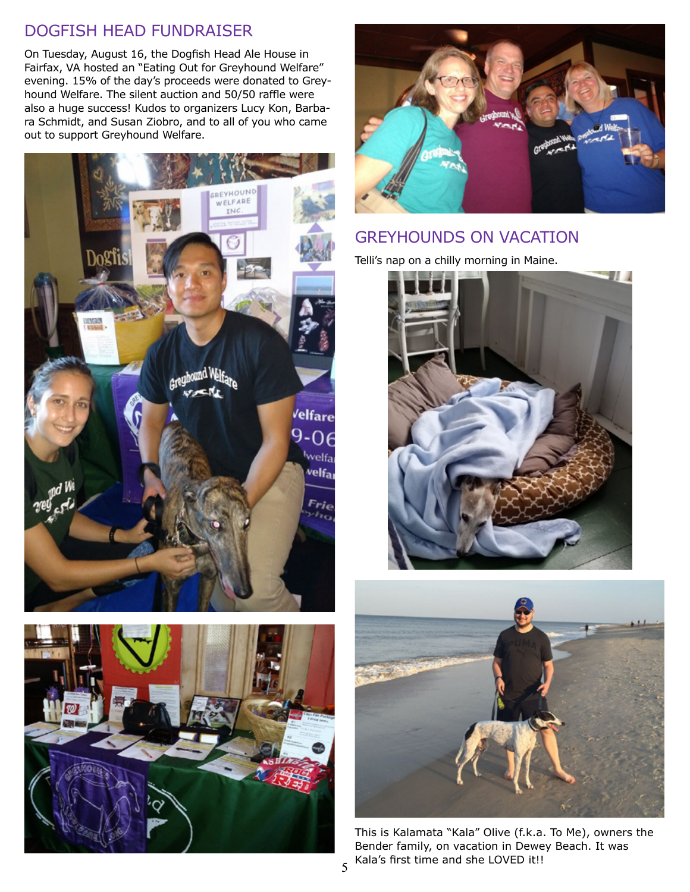## DOGFISH HEAD FUNDRAISER

On Tuesday, August 16, the Dogfish Head Ale House in Fairfax, VA hosted an "Eating Out for Greyhound Welfare" evening. 15% of the day's proceeds were donated to Greyhound Welfare. The silent auction and 50/50 raffle were also a huge success! Kudos to organizers Lucy Kon, Barbara Schmidt, and Susan Ziobro, and to all of you who came out to support Greyhound Welfare.

## GREYHOUNDS ON VACATION

Telli's nap on a chilly morning in Maine.

This is Kalamata "Kala" Olive (f.k.a. To Me), owners the Bender family, on vacation in Dewey Beach. It was Kala's first time and she LOVED it!!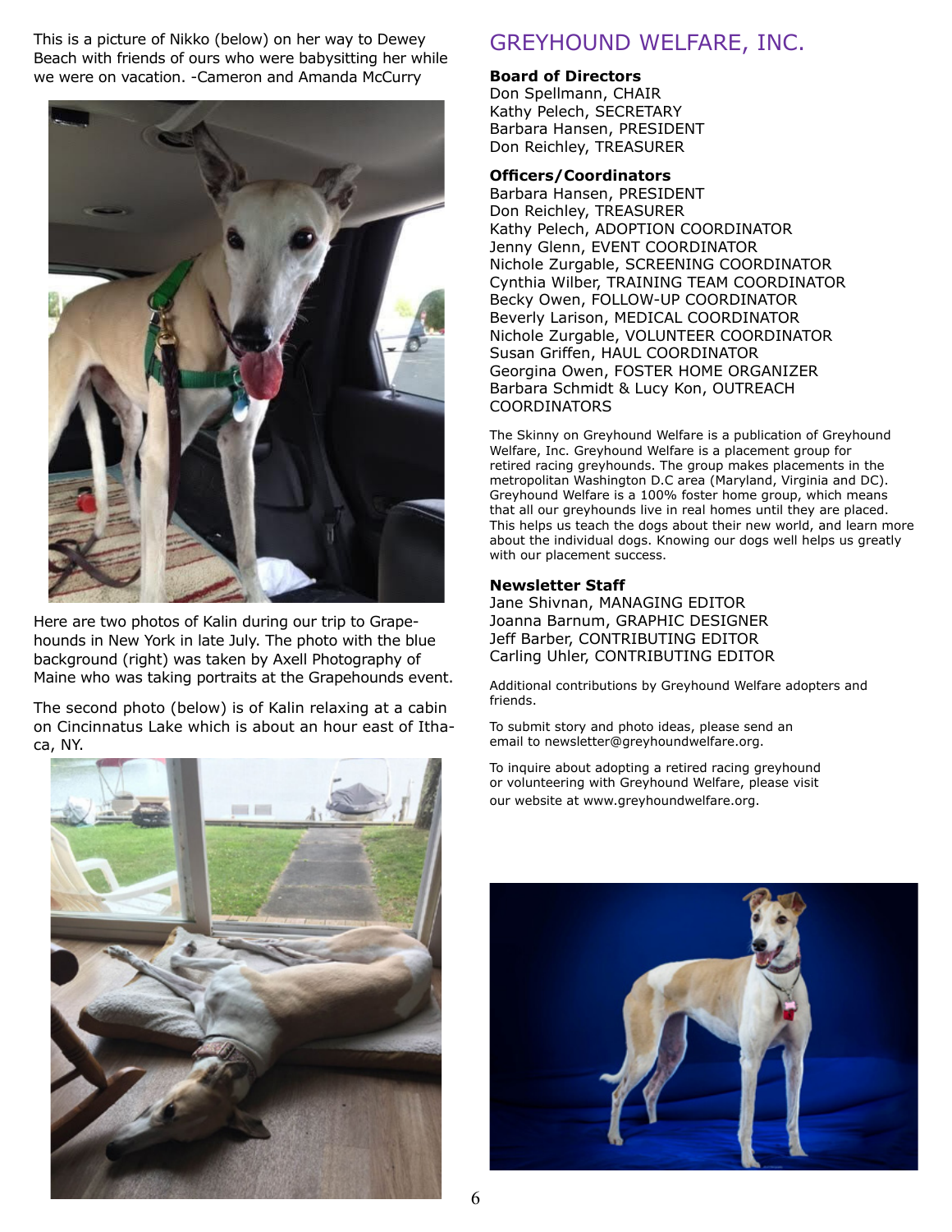This is a picture of Nikko (below) on her way to Dewey Beach with friends of ours who were babysitting her while we were on vacation. -Cameron and Amanda McCurry

Here are two photos of Kalin during our trip to Grapehounds in New York in late July. The photo with the blue background (right) was taken by Axell Photography of Maine who was taking portraits at the Grapehounds event.

The second photo (below) is of Kalin relaxing at a cabin on Cincinnatus Lake which is about an hour east of Ithaca, NY.

## GREYHOUND WELFARE, INC.

**Board of Directors**
Don Spellmann, CHAIR
Kathy Pelech, SECRETARY
Barbara Hansen, PRESIDENT
Don Reichley, TREASURER

**Officers/Coordinators**
Barbara Hansen, PRESIDENT
Don Reichley, TREASURER
Kathy Pelech, ADOPTION COORDINATOR
Jenny Glenn, EVENT COORDINATOR
Nichole Zurgable, SCREENING COORDINATOR
Cynthia Wilber, TRAINING TEAM COORDINATOR
Becky Owen, FOLLOW-UP COORDINATOR
Beverly Larison, MEDICAL COORDINATOR
Nichole Zurgable, VOLUNTEER COORDINATOR
Susan Griffen, HAUL COORDINATOR
Georgina Owen, FOSTER HOME ORGANIZER
Barbara Schmidt & Lucy Kon, OUTREACH COORDINATORS

The Skinny on Greyhound Welfare is a publication of Greyhound Welfare, Inc. Greyhound Welfare is a placement group for retired racing greyhounds. The group makes placements in the metropolitan Washington D.C area (Maryland, Virginia and DC). Greyhound Welfare is a 100% foster home group, which means that all our greyhounds live in real homes until they are placed. This helps us teach the dogs about their new world, and learn more about the individual dogs. Knowing our dogs well helps us greatly with our placement success.

**Newsletter Staff**
Jane Shivnan, MANAGING EDITOR
Joanna Barnum, GRAPHIC DESIGNER
Jeff Barber, CONTRIBUTING EDITOR
Carling Uhler, CONTRIBUTING EDITOR

Additional contributions by Greyhound Welfare adopters and friends.

To submit story and photo ideas, please send an email to newsletter@greyhoundwelfare.org.

To inquire about adopting a retired racing greyhound or volunteering with Greyhound Welfare, please visit our website at www.greyhoundwelfare.org.